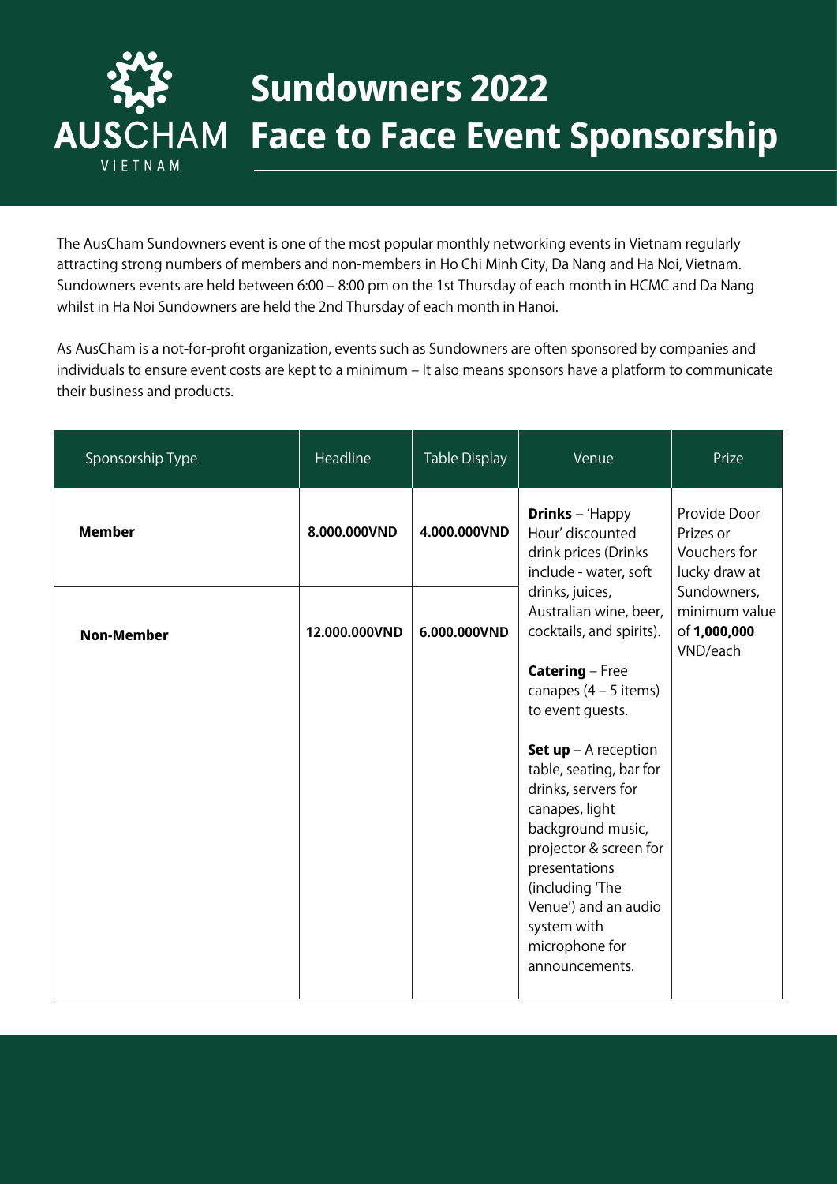# Sundowners 2022
# Face to Face Event Sponsorship

AUSCHAM VIETNAM

The AusCham Sundowners event is one of the most popular monthly networking events in Vietnam regularly attracting strong numbers of members and non-members in Ho Chi Minh City, Da Nang and Ha Noi, Vietnam. Sundowners events are held between 6:00 – 8:00 pm on the 1st Thursday of each month in HCMC and Da Nang whilst in Ha Noi Sundowners are held the 2nd Thursday of each month in Hanoi.

As AusCham is a not-for-profit organization, events such as Sundowners are often sponsored by companies and individuals to ensure event costs are kept to a minimum – It also means sponsors have a platform to communicate their business and products.

| Sponsorship Type | Headline | Table Display | Venue | Prize |
|---|---|---|---|---|
| **Member** | **8.000.000VND** | **4.000.000VND** | **Drinks** – 'Happy Hour' discounted drink prices (Drinks include - water, soft drinks, juices, Australian wine, beer, cocktails, and spirits).<br><br>**Catering** – Free canapes (4 – 5 items) to event guests.<br><br>**Set up** – A reception table, seating, bar for drinks, servers for canapes, light background music, projector & screen for presentations (including 'The Venue') and an audio system with microphone for announcements. | Provide Door Prizes or Vouchers for lucky draw at Sundowners, minimum value of **1,000,000** VND/each |
| **Non-Member** | **12.000.000VND** | **6.000.000VND** | | |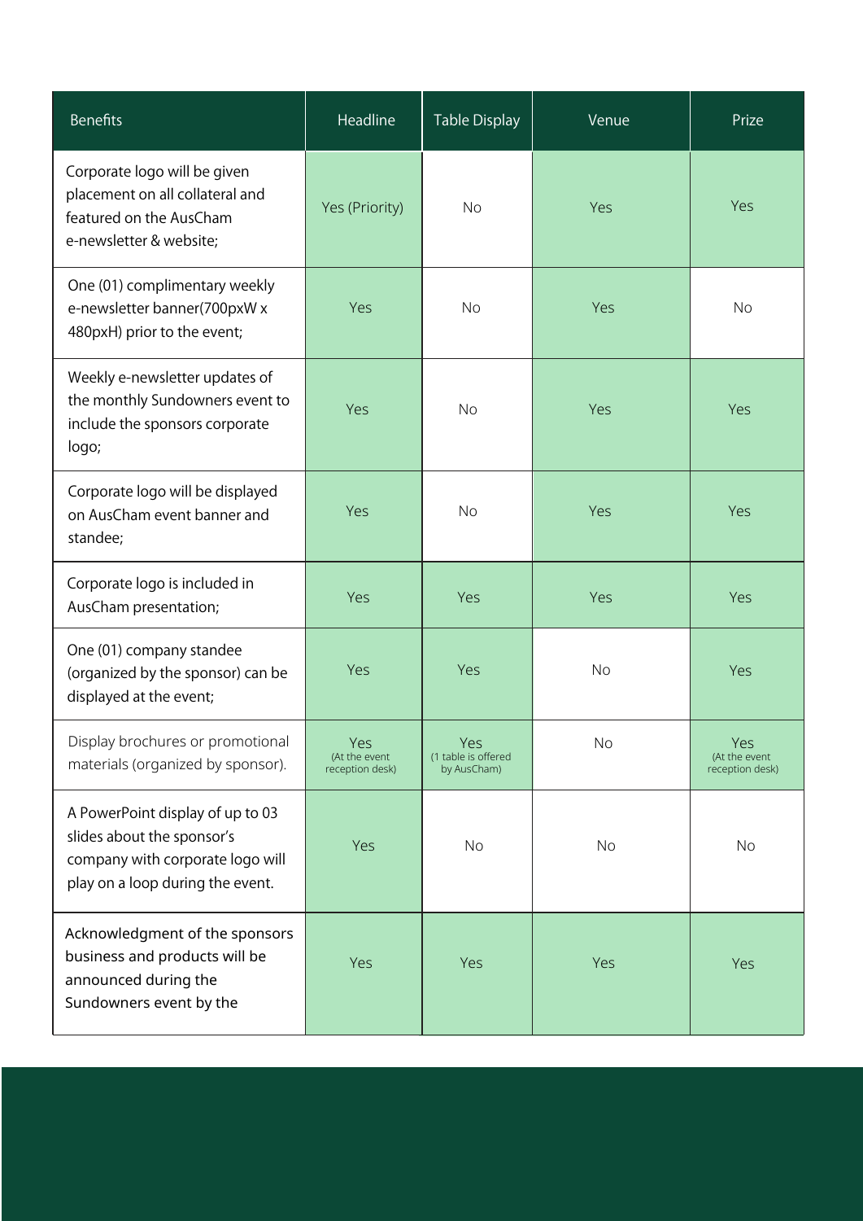| Benefits | Headline | Table Display | Venue | Prize |
|---|---|---|---|---|
| Corporate logo will be given placement on all collateral and featured on the AusCham e-newsletter & website; | Yes (Priority) | No | Yes | Yes |
| One (01) complimentary weekly e-newsletter banner(700pxW x 480pxH) prior to the event; | Yes | No | Yes | No |
| Weekly e-newsletter updates of the monthly Sundowners event to include the sponsors corporate logo; | Yes | No | Yes | Yes |
| Corporate logo will be displayed on AusCham event banner and standee; | Yes | No | Yes | Yes |
| Corporate logo is included in AusCham presentation; | Yes | Yes | Yes | Yes |
| One (01) company standee (organized by the sponsor) can be displayed at the event; | Yes | Yes | No | Yes |
| Display brochures or promotional materials (organized by sponsor). | Yes (At the event reception desk) | Yes (1 table is offered by AusCham) | No | Yes (At the event reception desk) |
| A PowerPoint display of up to 03 slides about the sponsor's company with corporate logo will play on a loop during the event. | Yes | No | No | No |
| Acknowledgment of the sponsors business and products will be announced during the Sundowners event by the | Yes | Yes | Yes | Yes |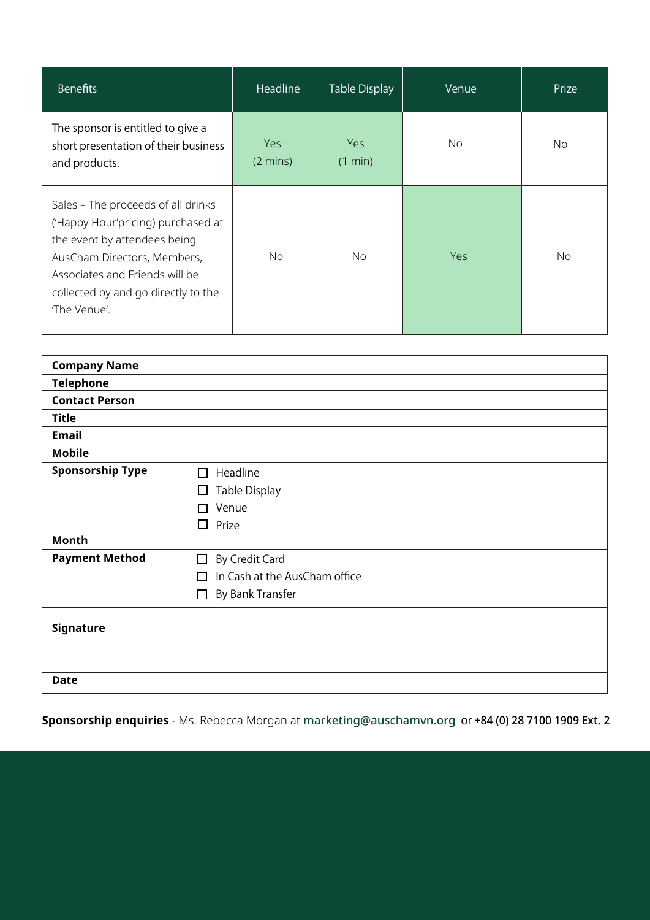| Benefits | Headline | Table Display | Venue | Prize |
|---|---|---|---|---|
| The sponsor is entitled to give a short presentation of their business and products. | Yes (2 mins) | Yes (1 min) | No | No |
| Sales – The proceeds of all drinks ('Happy Hour'pricing) purchased at the event by attendees being AusCham Directors, Members, Associates and Friends will be collected by and go directly to the 'The Venue'. | No | No | Yes | No |

| | |
|---|---|
| **Company Name** | |
| **Telephone** | |
| **Contact Person** | |
| **Title** | |
| **Email** | |
| **Mobile** | |
| **Sponsorship Type** | ☐ Headline<br>☐ Table Display<br>☐ Venue<br>☐ Prize |
| **Month** | |
| **Payment Method** | ☐ By Credit Card<br>☐ In Cash at the AusCham office<br>☐ By Bank Transfer |
| **Signature** | |
| **Date** | |

**Sponsorship enquiries** - Ms. Rebecca Morgan at marketing@auschamvn.org or +84 (0) 28 7100 1909 Ext. 2